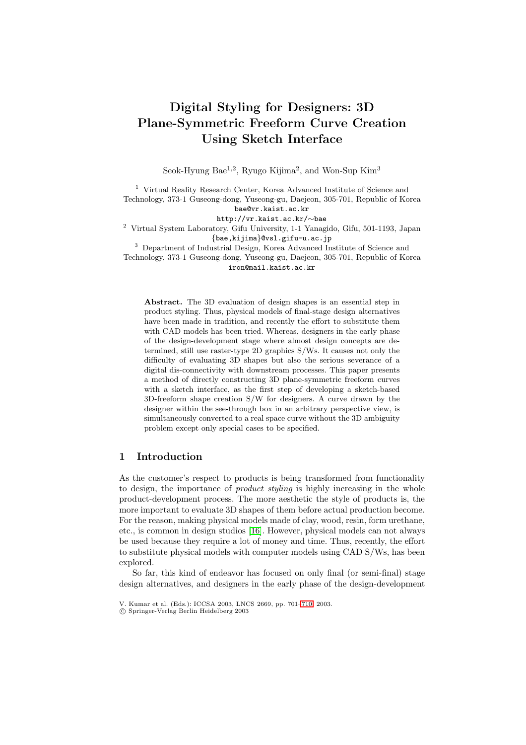# Digital Styling for Designers: 3D Plane-Symmetric Freeform Curve Creation Using Sketch Interface

Seok-Hyung Bae[1,2], Ryugo Kijima[2], and Won-Sup Kim[3]

[1] Virtual Reality Research Center, Korea Advanced Institute of Science and Technology, 373-1 Guseong-dong, Yuseong-gu, Daejeon, 305-701, Republic of Korea
bae@vr.kaist.ac.kr
http://vr.kaist.ac.kr/∼bae

[2] Virtual System Laboratory, Gifu University, 1-1 Yanagido, Gifu, 501-1193, Japan
{bae,kijima}@vsl.gifu-u.ac.jp

[3] Department of Industrial Design, Korea Advanced Institute of Science and Technology, 373-1 Guseong-dong, Yuseong-gu, Daejeon, 305-701, Republic of Korea
iron@mail.kaist.ac.kr

**Abstract.** The 3D evaluation of design shapes is an essential step in product styling. Thus, physical models of final-stage design alternatives have been made in tradition, and recently the effort to substitute them with CAD models has been tried. Whereas, designers in the early phase of the design-development stage where almost design concepts are determined, still use raster-type 2D graphics S/Ws. It causes not only the difficulty of evaluating 3D shapes but also the serious severance of a digital dis-connectivity with downstream processes. This paper presents a method of directly constructing 3D plane-symmetric freeform curves with a sketch interface, as the first step of developing a sketch-based 3D-freeform shape creation S/W for designers. A curve drawn by the designer within the see-through box in an arbitrary perspective view, is simultaneously converted to a real space curve without the 3D ambiguity problem except only special cases to be specified.

## 1 Introduction

As the customer's respect to products is being transformed from functionality to design, the importance of *product styling* is highly increasing in the whole product-development process. The more aesthetic the style of products is, the more important to evaluate 3D shapes of them before actual production become. For the reason, making physical models made of clay, wood, resin, form urethane, etc., is common in design studios [16]. However, physical models can not always be used because they require a lot of money and time. Thus, recently, the effort to substitute physical models with computer models using CAD S/Ws, has been explored.

So far, this kind of endeavor has focused on only final (or semi-final) stage design alternatives, and designers in the early phase of the design-development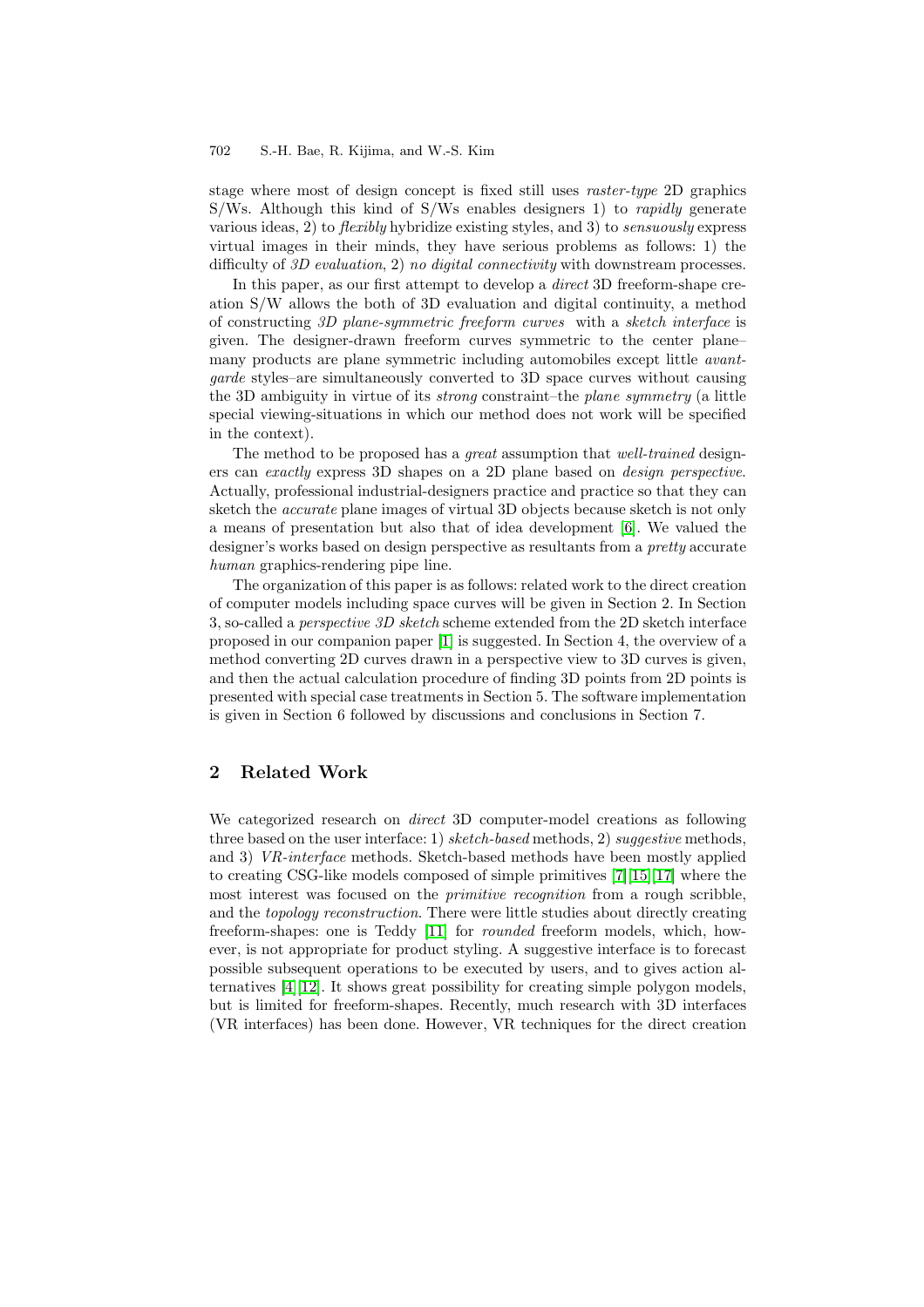stage where most of design concept is fixed still uses *raster-type* 2D graphics S/Ws. Although this kind of S/Ws enables designers 1) to *rapidly* generate various ideas, 2) to *flexibly* hybridize existing styles, and 3) to *sensuously* express virtual images in their minds, they have serious problems as follows: 1) the difficulty of *3D evaluation*, 2) *no digital connectivity* with downstream processes.

In this paper, as our first attempt to develop a *direct* 3D freeform-shape creation S/W allows the both of 3D evaluation and digital continuity, a method of constructing *3D plane-symmetric freeform curves* with a *sketch interface* is given. The designer-drawn freeform curves symmetric to the center plane–many products are plane symmetric including automobiles except little *avant-garde* styles–are simultaneously converted to 3D space curves without causing the 3D ambiguity in virtue of its *strong* constraint–the *plane symmetry* (a little special viewing-situations in which our method does not work will be specified in the context).

The method to be proposed has a *great* assumption that *well-trained* designers can *exactly* express 3D shapes on a 2D plane based on *design perspective*. Actually, professional industrial-designers practice and practice so that they can sketch the *accurate* plane images of virtual 3D objects because sketch is not only a means of presentation but also that of idea development [6]. We valued the designer's works based on design perspective as resultants from a *pretty* accurate *human* graphics-rendering pipe line.

The organization of this paper is as follows: related work to the direct creation of computer models including space curves will be given in Section 2. In Section 3, so-called a *perspective 3D sketch* scheme extended from the 2D sketch interface proposed in our companion paper [1] is suggested. In Section 4, the overview of a method converting 2D curves drawn in a perspective view to 3D curves is given, and then the actual calculation procedure of finding 3D points from 2D points is presented with special case treatments in Section 5. The software implementation is given in Section 6 followed by discussions and conclusions in Section 7.

## 2 Related Work

We categorized research on *direct* 3D computer-model creations as following three based on the user interface: 1) *sketch-based* methods, 2) *suggestive* methods, and 3) *VR-interface* methods. Sketch-based methods have been mostly applied to creating CSG-like models composed of simple primitives [7][15][17] where the most interest was focused on the *primitive recognition* from a rough scribble, and the *topology reconstruction*. There were little studies about directly creating freeform-shapes: one is Teddy [11] for *rounded* freeform models, which, however, is not appropriate for product styling. A suggestive interface is to forecast possible subsequent operations to be executed by users, and to gives action alternatives [4][12]. It shows great possibility for creating simple polygon models, but is limited for freeform-shapes. Recently, much research with 3D interfaces (VR interfaces) has been done. However, VR techniques for the direct creation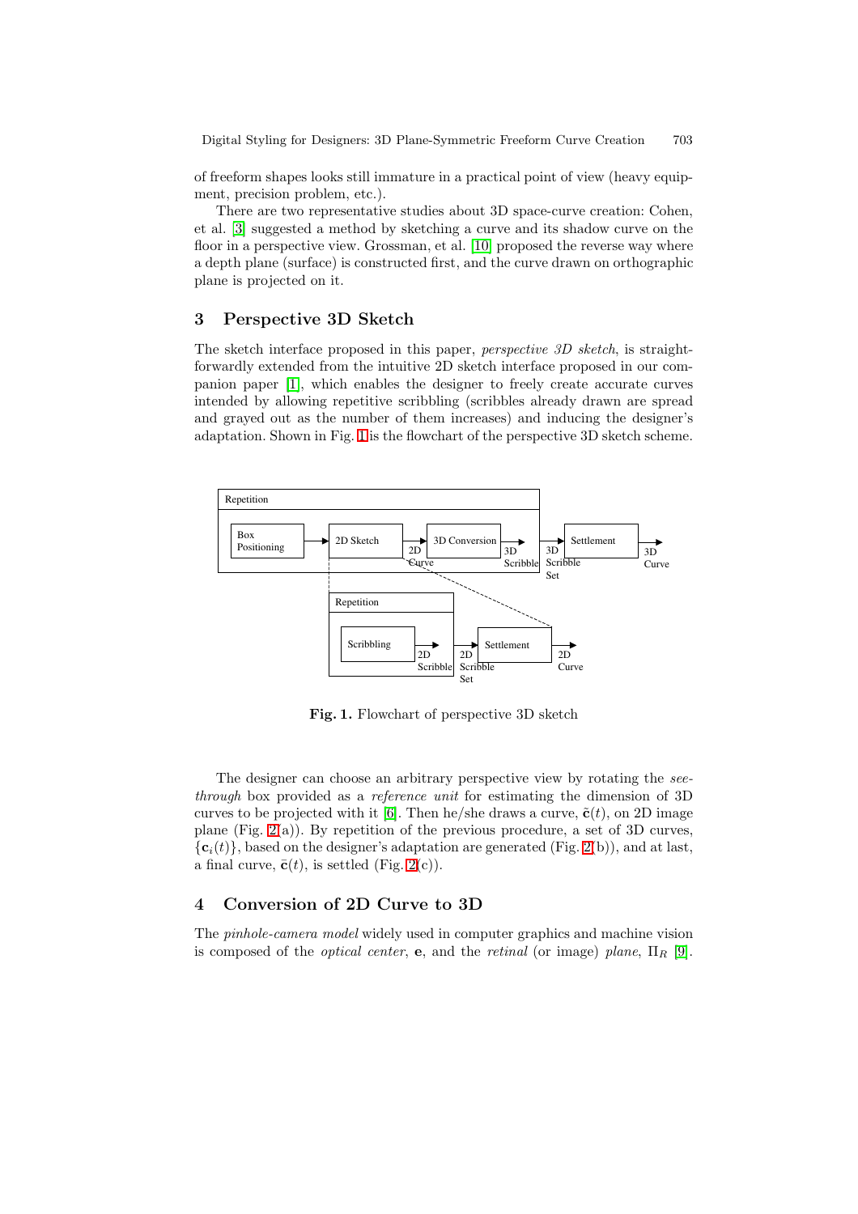of freeform shapes looks still immature in a practical point of view (heavy equipment, precision problem, etc.).

There are two representative studies about 3D space-curve creation: Cohen, et al. [3] suggested a method by sketching a curve and its shadow curve on the floor in a perspective view. Grossman, et al. [10] proposed the reverse way where a depth plane (surface) is constructed first, and the curve drawn on orthographic plane is projected on it.

## 3 Perspective 3D Sketch

The sketch interface proposed in this paper, *perspective 3D sketch*, is straightforwardly extended from the intuitive 2D sketch interface proposed in our companion paper [1], which enables the designer to freely create accurate curves intended by allowing repetitive scribbling (scribbles already drawn are spread and grayed out as the number of them increases) and inducing the designer's adaptation. Shown in Fig. 1 is the flowchart of the perspective 3D sketch scheme.

Repetition: Box Positioning → 2D Sketch → 2D Curve → 3D Conversion → 3D Scribble → 3D Scribble Set → Settlement → 3D Curve

2D Sketch: Repetition: Scribbling → 2D Scribble → 2D Scribble Set → Settlement → 2D Curve

**Fig. 1.** Flowchart of perspective 3D sketch

The designer can choose an arbitrary perspective view by rotating the *see-through* box provided as a *reference unit* for estimating the dimension of 3D curves to be projected with it [6]. Then he/she draws a curve, $\tilde{\mathbf{c}}(t)$, on 2D image plane (Fig. 2(a)). By repetition of the previous procedure, a set of 3D curves, $\{\mathbf{c}_i(t)\}$, based on the designer's adaptation are generated (Fig. 2(b)), and at last, a final curve, $\bar{\mathbf{c}}(t)$, is settled (Fig. 2(c)).

## 4 Conversion of 2D Curve to 3D

The *pinhole-camera model* widely used in computer graphics and machine vision is composed of the *optical center*, $\mathbf{e}$, and the *retinal* (or image) *plane*, $\Pi_R$ [9].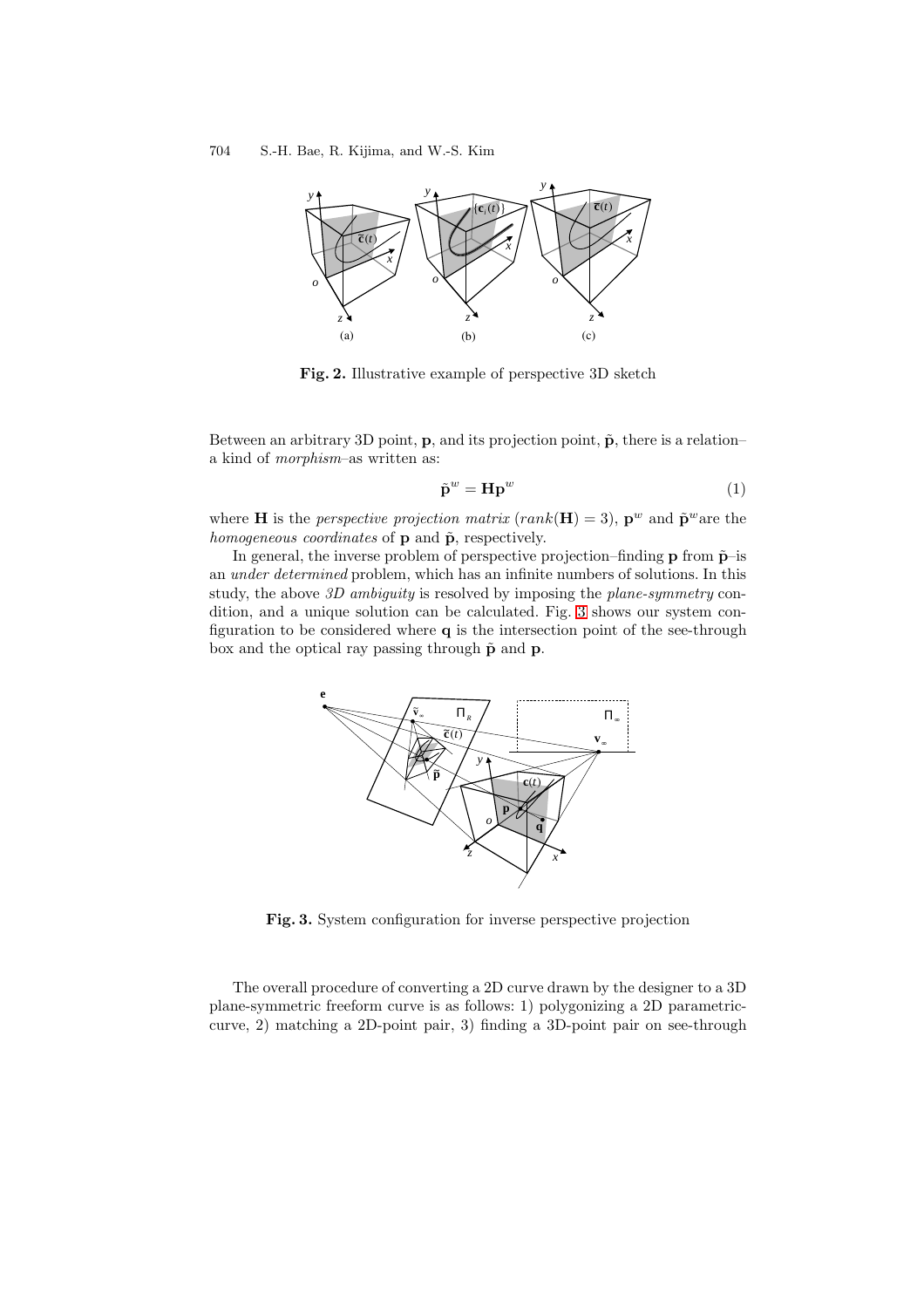**Fig. 2.** Illustrative example of perspective 3D sketch

Between an arbitrary 3D point, $\mathbf{p}$, and its projection point, $\tilde{\mathbf{p}}$, there is a relation–a kind of *morphism*–as written as:

$$\tilde{\mathbf{p}}^w = \mathbf{H}\mathbf{p}^w \tag{1}$$

where $\mathbf{H}$ is the *perspective projection matrix* ($rank(\mathbf{H}) = 3$), $\mathbf{p}^w$ and $\tilde{\mathbf{p}}^w$are the *homogeneous coordinates* of $\mathbf{p}$ and $\tilde{\mathbf{p}}$, respectively.

In general, the inverse problem of perspective projection–finding $\mathbf{p}$ from $\tilde{\mathbf{p}}$–is an *under determined* problem, which has an infinite numbers of solutions. In this study, the above *3D ambiguity* is resolved by imposing the *plane-symmetry* condition, and a unique solution can be calculated. Fig. 3 shows our system configuration to be considered where $\mathbf{q}$ is the intersection point of the see-through box and the optical ray passing through $\tilde{\mathbf{p}}$ and $\mathbf{p}$.

**Fig. 3.** System configuration for inverse perspective projection

The overall procedure of converting a 2D curve drawn by the designer to a 3D plane-symmetric freeform curve is as follows: 1) polygonizing a 2D parametric-curve, 2) matching a 2D-point pair, 3) finding a 3D-point pair on see-through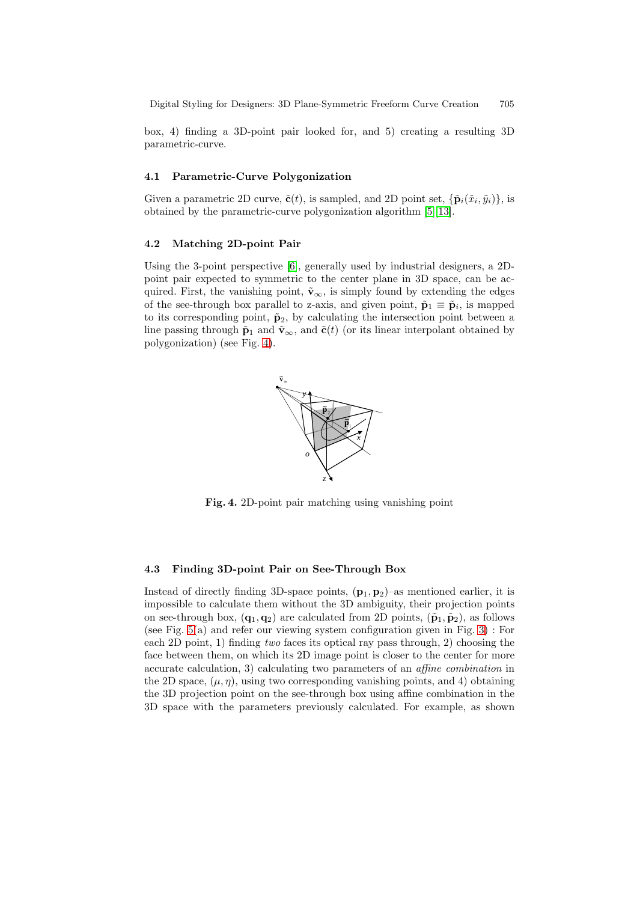box, 4) finding a 3D-point pair looked for, and 5) creating a resulting 3D parametric-curve.

### 4.1 Parametric-Curve Polygonization

Given a parametric 2D curve, $\tilde{\mathbf{c}}(t)$, is sampled, and 2D point set, $\{\tilde{\mathbf{p}}_i(\tilde{x}_i, \tilde{y}_i)\}$, is obtained by the parametric-curve polygonization algorithm [5,13].

### 4.2 Matching 2D-point Pair

Using the 3-point perspective [6], generally used by industrial designers, a 2D-point pair expected to symmetric to the center plane in 3D space, can be acquired. First, the vanishing point, $\tilde{\mathbf{v}}_\infty$, is simply found by extending the edges of the see-through box parallel to z-axis, and given point, $\tilde{\mathbf{p}}_1 \equiv \tilde{\mathbf{p}}_i$, is mapped to its corresponding point, $\tilde{\mathbf{p}}_2$, by calculating the intersection point between a line passing through $\tilde{\mathbf{p}}_1$ and $\tilde{\mathbf{v}}_\infty$, and $\tilde{\mathbf{c}}(t)$ (or its linear interpolant obtained by polygonization) (see Fig. 4).

**Fig. 4.** 2D-point pair matching using vanishing point

### 4.3 Finding 3D-point Pair on See-Through Box

Instead of directly finding 3D-space points, $(\mathbf{p}_1, \mathbf{p}_2)$–as mentioned earlier, it is impossible to calculate them without the 3D ambiguity, their projection points on see-through box, $(\mathbf{q}_1, \mathbf{q}_2)$ are calculated from 2D points, $(\tilde{\mathbf{p}}_1, \tilde{\mathbf{p}}_2)$, as follows (see Fig. 5(a) and refer our viewing system configuration given in Fig. 3) : For each 2D point, 1) finding *two* faces its optical ray pass through, 2) choosing the face between them, on which its 2D image point is closer to the center for more accurate calculation, 3) calculating two parameters of an *affine combination* in the 2D space, $(\mu, \eta)$, using two corresponding vanishing points, and 4) obtaining the 3D projection point on the see-through box using affine combination in the 3D space with the parameters previously calculated. For example, as shown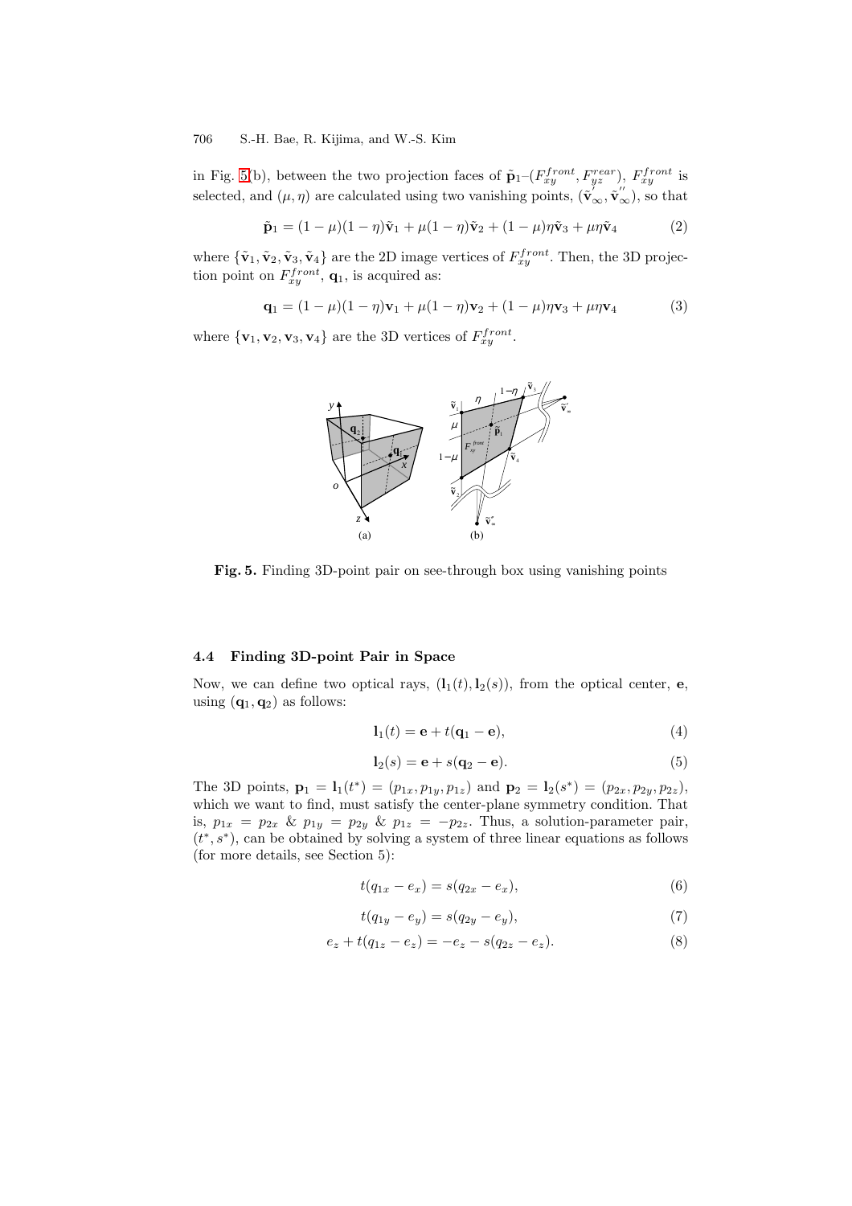in Fig. 5(b), between the two projection faces of $\tilde{\mathbf{p}}_1$–$(F_{xy}^{front}, F_{yz}^{rear})$, $F_{xy}^{front}$ is selected, and $(\mu, \eta)$ are calculated using two vanishing points, $(\tilde{\mathbf{v}}_{\infty}^{'}, \tilde{\mathbf{v}}_{\infty}^{''})$, so that

$$\tilde{\mathbf{p}}_1 = (1-\mu)(1-\eta)\tilde{\mathbf{v}}_1 + \mu(1-\eta)\tilde{\mathbf{v}}_2 + (1-\mu)\eta\tilde{\mathbf{v}}_3 + \mu\eta\tilde{\mathbf{v}}_4 \tag{2}$$

where $\{\tilde{\mathbf{v}}_1, \tilde{\mathbf{v}}_2, \tilde{\mathbf{v}}_3, \tilde{\mathbf{v}}_4\}$ are the 2D image vertices of $F_{xy}^{front}$. Then, the 3D projection point on $F_{xy}^{front}$, $\mathbf{q}_1$, is acquired as:

$$\mathbf{q}_1 = (1-\mu)(1-\eta)\mathbf{v}_1 + \mu(1-\eta)\mathbf{v}_2 + (1-\mu)\eta\mathbf{v}_3 + \mu\eta\mathbf{v}_4 \tag{3}$$

where $\{\mathbf{v}_1, \mathbf{v}_2, \mathbf{v}_3, \mathbf{v}_4\}$ are the 3D vertices of $F_{xy}^{front}$.

**Fig. 5.** Finding 3D-point pair on see-through box using vanishing points

### 4.4 Finding 3D-point Pair in Space

Now, we can define two optical rays, $(\mathbf{l}_1(t), \mathbf{l}_2(s))$, from the optical center, $\mathbf{e}$, using $(\mathbf{q}_1, \mathbf{q}_2)$ as follows:

$$\mathbf{l}_1(t) = \mathbf{e} + t(\mathbf{q}_1 - \mathbf{e}), \tag{4}$$

$$\mathbf{l}_2(s) = \mathbf{e} + s(\mathbf{q}_2 - \mathbf{e}). \tag{5}$$

The 3D points, $\mathbf{p}_1 = \mathbf{l}_1(t^*) = (p_{1x}, p_{1y}, p_{1z})$ and $\mathbf{p}_2 = \mathbf{l}_2(s^*) = (p_{2x}, p_{2y}, p_{2z})$, which we want to find, must satisfy the center-plane symmetry condition. That is, $p_{1x} = p_{2x}$ & $p_{1y} = p_{2y}$ & $p_{1z} = -p_{2z}$. Thus, a solution-parameter pair, $(t^*, s^*)$, can be obtained by solving a system of three linear equations as follows (for more details, see Section 5):

$$t(q_{1x} - e_x) = s(q_{2x} - e_x), \tag{6}$$

$$t(q_{1y} - e_y) = s(q_{2y} - e_y), \tag{7}$$

$$e_z + t(q_{1z} - e_z) = -e_z - s(q_{2z} - e_z). \tag{8}$$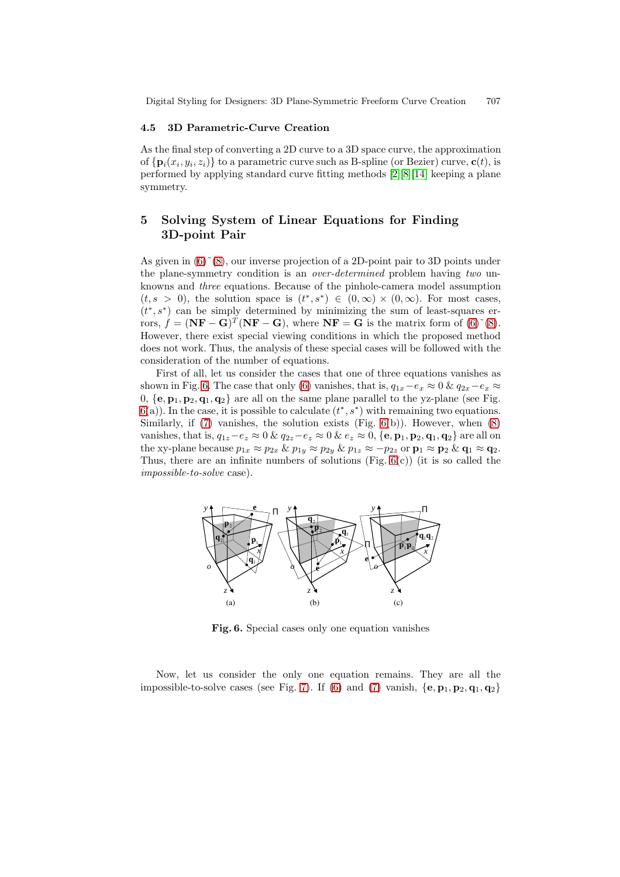### 4.5 3D Parametric-Curve Creation

As the final step of converting a 2D curve to a 3D space curve, the approximation of $\{\mathbf{p}_i(x_i, y_i, z_i)\}$ to a parametric curve such as B-spline (or Bezier) curve, $\mathbf{c}(t)$, is performed by applying standard curve fitting methods [2][8][14] keeping a plane symmetry.

## 5 Solving System of Linear Equations for Finding 3D-point Pair

As given in (6)˜(8), our inverse projection of a 2D-point pair to 3D points under the plane-symmetry condition is an *over-determined* problem having *two* unknowns and *three* equations. Because of the pinhole-camera model assumption $(t, s > 0)$, the solution space is $(t^*, s^*) \in (0, \infty) \times (0, \infty)$. For most cases, $(t^*, s^*)$ can be simply determined by minimizing the sum of least-squares errors, $f = (\mathbf{NF} - \mathbf{G})^T(\mathbf{NF} - \mathbf{G})$, where $\mathbf{NF} = \mathbf{G}$ is the matrix form of (6)˜(8). However, there exist special viewing conditions in which the proposed method does not work. Thus, the analysis of these special cases will be followed with the consideration of the number of equations.

First of all, let us consider the cases that one of three equations vanishes as shown in Fig. 6. The case that only (6) vanishes, that is, $q_{1x} - e_x \approx 0$ & $q_{2x} - e_x \approx 0$, $\{\mathbf{e}, \mathbf{p}_1, \mathbf{p}_2, \mathbf{q}_1, \mathbf{q}_2\}$ are all on the same plane parallel to the yz-plane (see Fig. 6(a)). In the case, it is possible to calculate $(t^*, s^*)$ with remaining two equations. Similarly, if (7) vanishes, the solution exists (Fig. 6(b)). However, when (8) vanishes, that is, $q_{1z} - e_z \approx 0$ & $q_{2z} - e_z \approx 0$ & $e_z \approx 0$, $\{\mathbf{e}, \mathbf{p}_1, \mathbf{p}_2, \mathbf{q}_1, \mathbf{q}_2\}$ are all on the xy-plane because $p_{1x} \approx p_{2x}$ & $p_{1y} \approx p_{2y}$ & $p_{1z} \approx -p_{2z}$ or $\mathbf{p}_1 \approx \mathbf{p}_2$ & $\mathbf{q}_1 \approx \mathbf{q}_2$. Thus, there are an infinite numbers of solutions (Fig. 6(c)) (it is so called the *impossible-to-solve* case).

**Fig. 6.** Special cases only one equation vanishes

Now, let us consider the only one equation remains. They are all the impossible-to-solve cases (see Fig. 7). If (6) and (7) vanish, $\{\mathbf{e}, \mathbf{p}_1, \mathbf{p}_2, \mathbf{q}_1, \mathbf{q}_2\}$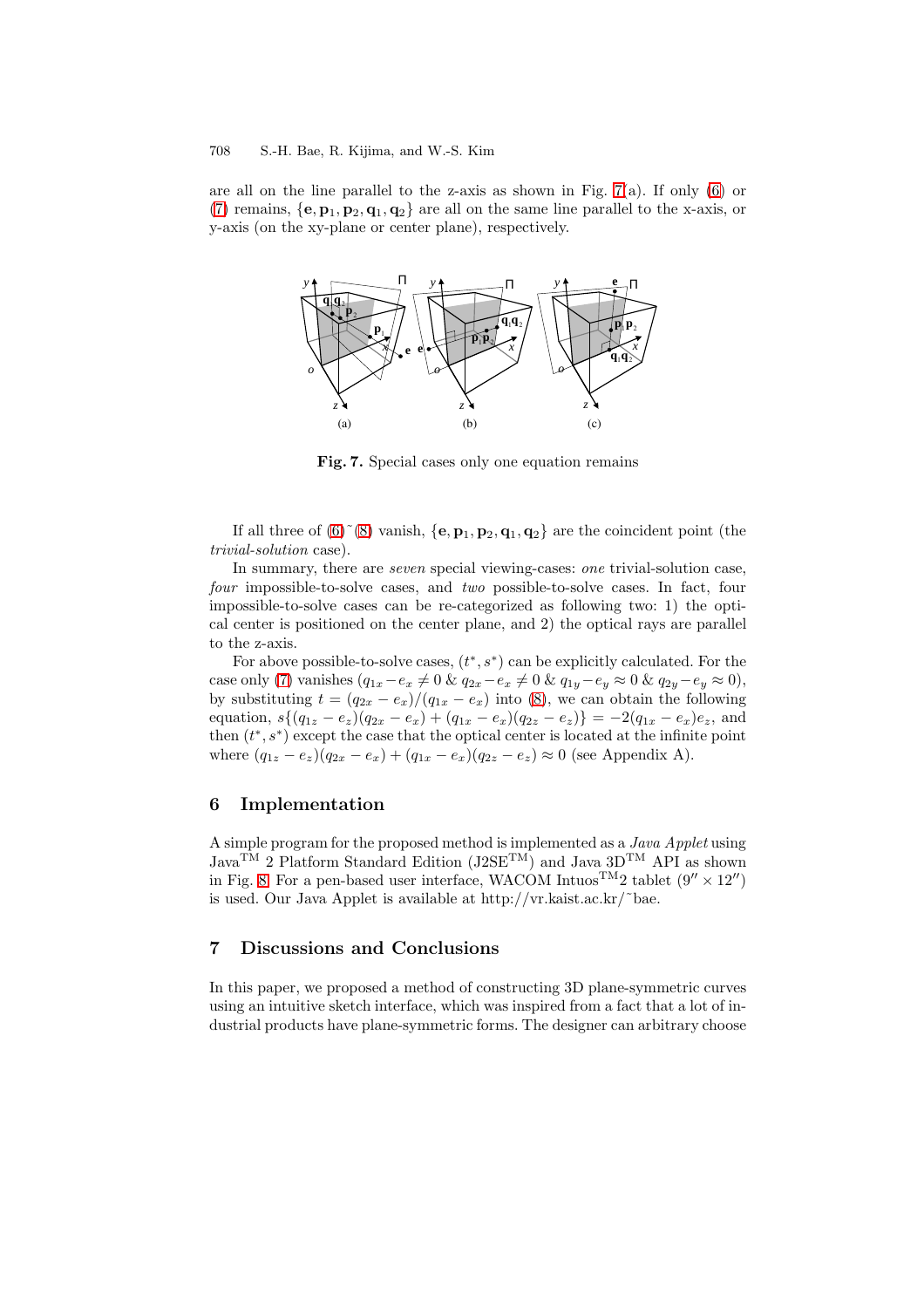are all on the line parallel to the z-axis as shown in Fig. 7(a). If only (6) or (7) remains, $\{\mathbf{e}, \mathbf{p}_1, \mathbf{p}_2, \mathbf{q}_1, \mathbf{q}_2\}$ are all on the same line parallel to the x-axis, or y-axis (on the xy-plane or center plane), respectively.

**Fig. 7.** Special cases only one equation remains

If all three of (6)˜(8) vanish, $\{\mathbf{e}, \mathbf{p}_1, \mathbf{p}_2, \mathbf{q}_1, \mathbf{q}_2\}$ are the coincident point (the *trivial-solution* case).

In summary, there are *seven* special viewing-cases: *one* trivial-solution case, *four* impossible-to-solve cases, and *two* possible-to-solve cases. In fact, four impossible-to-solve cases can be re-categorized as following two: 1) the optical center is positioned on the center plane, and 2) the optical rays are parallel to the z-axis.

For above possible-to-solve cases, $(t^*, s^*)$ can be explicitly calculated. For the case only (7) vanishes ($q_{1x} - e_x \neq 0$ & $q_{2x} - e_x \neq 0$ & $q_{1y} - e_y \approx 0$ & $q_{2y} - e_y \approx 0$), by substituting $t = (q_{2x} - e_x)/(q_{1x} - e_x)$ into (8), we can obtain the following equation, $s\{(q_{1z} - e_z)(q_{2x} - e_x) + (q_{1x} - e_x)(q_{2z} - e_z)\} = -2(q_{1x} - e_x)e_z$, and then $(t^*, s^*)$ except the case that the optical center is located at the infinite point where $(q_{1z} - e_z)(q_{2x} - e_x) + (q_{1x} - e_x)(q_{2z} - e_z) \approx 0$ (see Appendix A).

## 6 Implementation

A simple program for the proposed method is implemented as a *Java Applet* using Java[TM] 2 Platform Standard Edition (J2SE[TM]) and Java 3D[TM] API as shown in Fig. 8. For a pen-based user interface, WACOM Intuos[TM]2 tablet ($9'' \times 12''$) is used. Our Java Applet is available at http://vr.kaist.ac.kr/˜bae.

## 7 Discussions and Conclusions

In this paper, we proposed a method of constructing 3D plane-symmetric curves using an intuitive sketch interface, which was inspired from a fact that a lot of industrial products have plane-symmetric forms. The designer can arbitrary choose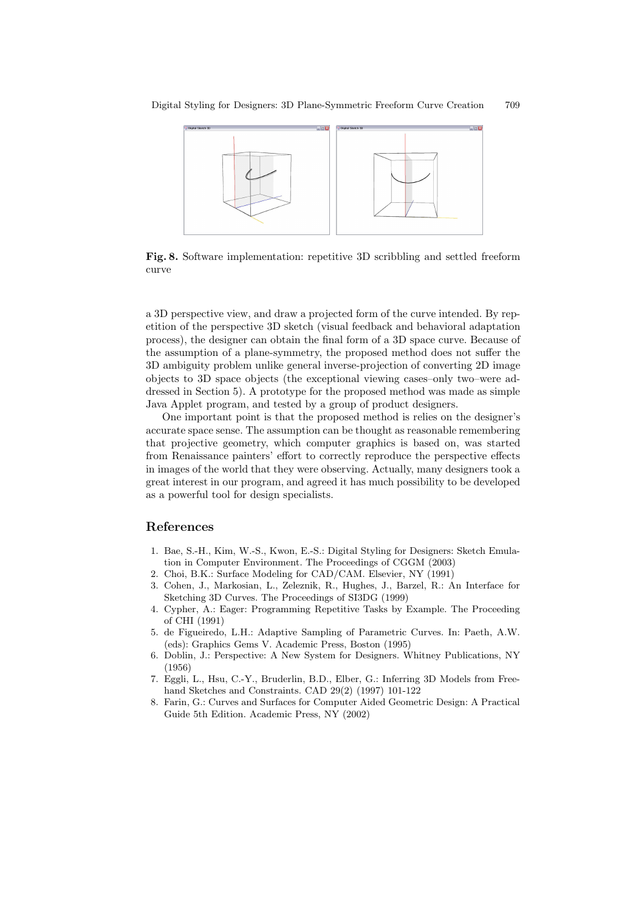**Fig. 8.** Software implementation: repetitive 3D scribbling and settled freeform curve

a 3D perspective view, and draw a projected form of the curve intended. By repetition of the perspective 3D sketch (visual feedback and behavioral adaptation process), the designer can obtain the final form of a 3D space curve. Because of the assumption of a plane-symmetry, the proposed method does not suffer the 3D ambiguity problem unlike general inverse-projection of converting 2D image objects to 3D space objects (the exceptional viewing cases–only two–were addressed in Section 5). A prototype for the proposed method was made as simple Java Applet program, and tested by a group of product designers.

One important point is that the proposed method is relies on the designer's accurate space sense. The assumption can be thought as reasonable remembering that projective geometry, which computer graphics is based on, was started from Renaissance painters' effort to correctly reproduce the perspective effects in images of the world that they were observing. Actually, many designers took a great interest in our program, and agreed it has much possibility to be developed as a powerful tool for design specialists.

## References

1. Bae, S.-H., Kim, W.-S., Kwon, E.-S.: Digital Styling for Designers: Sketch Emulation in Computer Environment. The Proceedings of CGGM (2003)
2. Choi, B.K.: Surface Modeling for CAD/CAM. Elsevier, NY (1991)
3. Cohen, J., Markosian, L., Zeleznik, R., Hughes, J., Barzel, R.: An Interface for Sketching 3D Curves. The Proceedings of SI3DG (1999)
4. Cypher, A.: Eager: Programming Repetitive Tasks by Example. The Proceeding of CHI (1991)
5. de Figueiredo, L.H.: Adaptive Sampling of Parametric Curves. In: Paeth, A.W. (eds): Graphics Gems V. Academic Press, Boston (1995)
6. Doblin, J.: Perspective: A New System for Designers. Whitney Publications, NY (1956)
7. Eggli, L., Hsu, C.-Y., Bruderlin, B.D., Elber, G.: Inferring 3D Models from Freehand Sketches and Constraints. CAD 29(2) (1997) 101-122
8. Farin, G.: Curves and Surfaces for Computer Aided Geometric Design: A Practical Guide 5th Edition. Academic Press, NY (2002)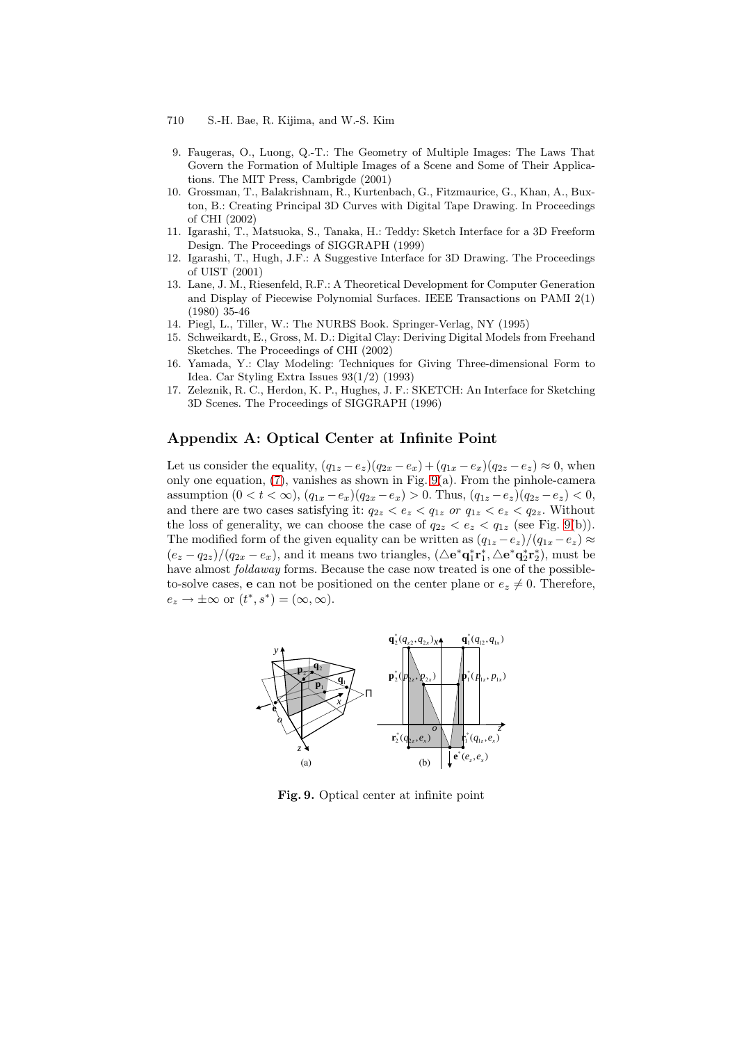9. Faugeras, O., Luong, Q.-T.: The Geometry of Multiple Images: The Laws That Govern the Formation of Multiple Images of a Scene and Some of Their Applications. The MIT Press, Cambrigde (2001)
10. Grossman, T., Balakrishnam, R., Kurtenbach, G., Fitzmaurice, G., Khan, A., Buxton, B.: Creating Principal 3D Curves with Digital Tape Drawing. In Proceedings of CHI (2002)
11. Igarashi, T., Matsuoka, S., Tanaka, H.: Teddy: Sketch Interface for a 3D Freeform Design. The Proceedings of SIGGRAPH (1999)
12. Igarashi, T., Hugh, J.F.: A Suggestive Interface for 3D Drawing. The Proceedings of UIST (2001)
13. Lane, J. M., Riesenfeld, R.F.: A Theoretical Development for Computer Generation and Display of Piecewise Polynomial Surfaces. IEEE Transactions on PAMI 2(1) (1980) 35-46
14. Piegl, L., Tiller, W.: The NURBS Book. Springer-Verlag, NY (1995)
15. Schweikardt, E., Gross, M. D.: Digital Clay: Deriving Digital Models from Freehand Sketches. The Proceedings of CHI (2002)
16. Yamada, Y.: Clay Modeling: Techniques for Giving Three-dimensional Form to Idea. Car Styling Extra Issues 93(1/2) (1993)
17. Zeleznik, R. C., Herdon, K. P., Hughes, J. F.: SKETCH: An Interface for Sketching 3D Scenes. The Proceedings of SIGGRAPH (1996)

## Appendix A: Optical Center at Infinite Point

Let us consider the equality, $(q_{1z}-e_z)(q_{2x}-e_x)+(q_{1x}-e_x)(q_{2z}-e_z) \approx 0$, when only one equation, (7), vanishes as shown in Fig. 9(a). From the pinhole-camera assumption $(0 < t < \infty)$, $(q_{1x}-e_x)(q_{2x}-e_x) > 0$. Thus, $(q_{1z}-e_z)(q_{2z}-e_z) < 0$, and there are two cases satisfying it: $q_{2z} < e_z < q_{1z}$ *or* $q_{1z} < e_z < q_{2z}$. Without the loss of generality, we can choose the case of $q_{2z} < e_z < q_{1z}$ (see Fig. 9(b)). The modified form of the given equality can be written as $(q_{1z}-e_z)/(q_{1x}-e_z) \approx (e_z - q_{2z})/(q_{2x}-e_x)$, and it means two triangles, $(\triangle \mathbf{e}^*\mathbf{q}_1^*\mathbf{r}_1^*, \triangle \mathbf{e}^*\mathbf{q}_2^*\mathbf{r}_2^*)$, must be have almost *foldaway* forms. Because the case now treated is one of the possible-to-solve cases, $\mathbf{e}$ can not be positioned on the center plane or $e_z \neq 0$. Therefore, $e_z \to \pm\infty$ or $(t^*, s^*) = (\infty, \infty)$.

y
$\mathbf{p}_2$
$\mathbf{q}_2$
$\mathbf{q}_1$
$\mathbf{p}_1$
$\Pi$
x
$\mathbf{e}$
o
z
(a)

$\mathbf{q}_2^*(q_{z2}, q_{2x})$
x
$\mathbf{q}_1^*(q_{1z}, q_{1x})$
$\mathbf{p}_2^*(p_{2z}, p_{2x})$
$\mathbf{p}_1^*(p_{1z}, p_{1x})$
o
z
$\mathbf{r}_2^*(q_{2z}, e_x)$
$\mathbf{r}_1^*(q_{1z}, e_x)$
$\mathbf{e}^*(e_z, e_x)$
(b)

**Fig. 9.** Optical center at infinite point